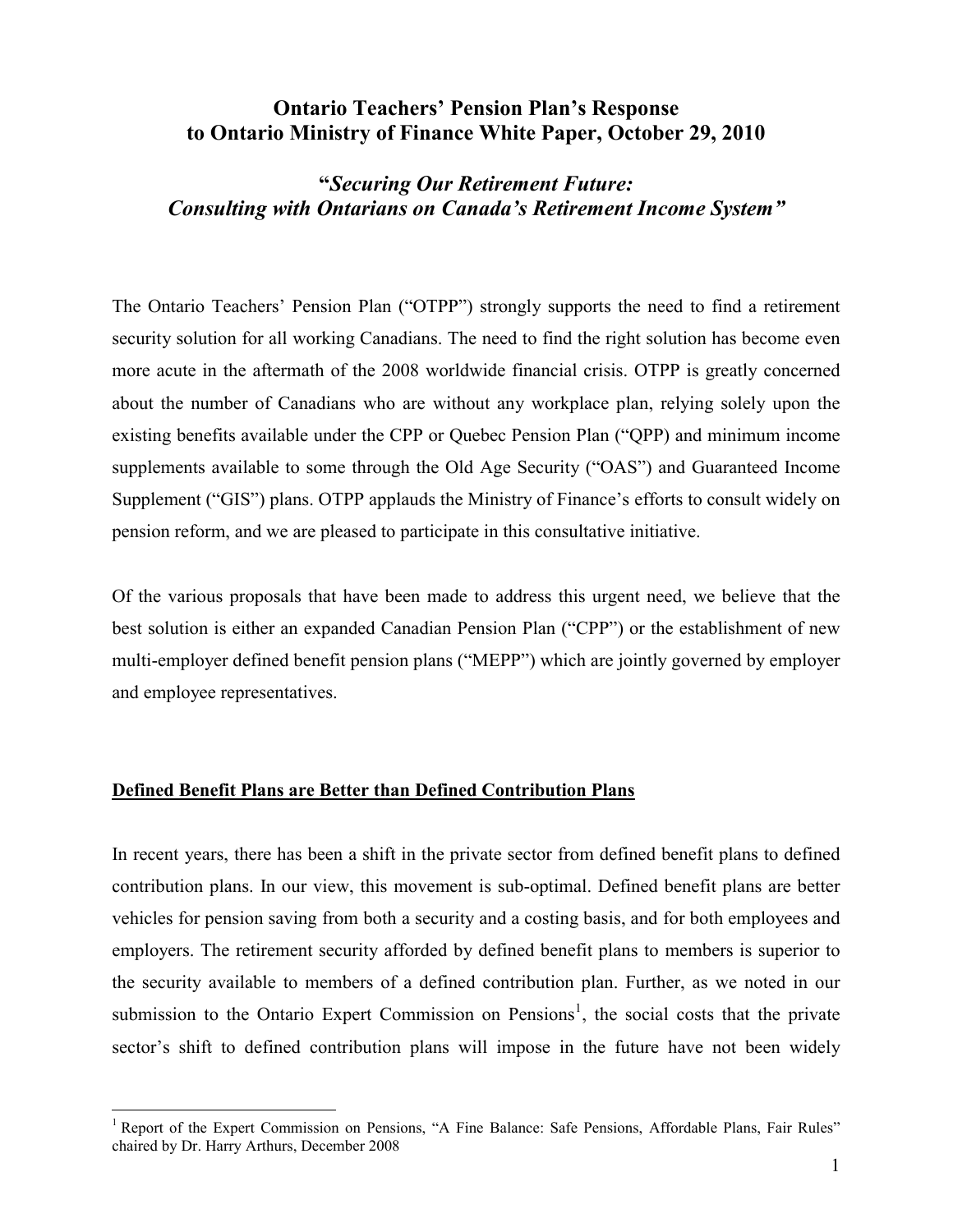# Ontario Teachers' Pension Plan's Response to Ontario Ministry of Finance White Paper, October 29, 2010

## *"Securing Our Retirement Future: Consulting with Ontarians on Canada's Retirement Income System"*

The Ontario Teachers' Pension Plan ("OTPP") strongly supports the need to find a retirement security solution for all working Canadians. The need to find the right solution has become even more acute in the aftermath of the 2008 worldwide financial crisis. OTPP is greatly concerned about the number of Canadians who are without any workplace plan, relying solely upon the existing benefits available under the CPP or Quebec Pension Plan ("QPP) and minimum income supplements available to some through the Old Age Security ("OAS") and Guaranteed Income Supplement ("GIS") plans. OTPP applauds the Ministry of Finance's efforts to consult widely on pension reform, and we are pleased to participate in this consultative initiative.

Of the various proposals that have been made to address this urgent need, we believe that the best solution is either an expanded Canadian Pension Plan ("CPP") or the establishment of new multi-employer defined benefit pension plans ("MEPP") which are jointly governed by employer and employee representatives.

### Defined Benefit Plans are Better than Defined Contribution Plans

In recent years, there has been a shift in the private sector from defined benefit plans to defined contribution plans. In our view, this movement is sub-optimal. Defined benefit plans are better vehicles for pension saving from both a security and a costing basis, and for both employees and employers. The retirement security afforded by defined benefit plans to members is superior to the security available to members of a defined contribution plan. Further, as we noted in our submission to the Ontario Expert Commission on Pensions[1], the social costs that the private sector's shift to defined contribution plans will impose in the future have not been widely

[1] Report of the Expert Commission on Pensions, "A Fine Balance: Safe Pensions, Affordable Plans, Fair Rules" chaired by Dr. Harry Arthurs, December 2008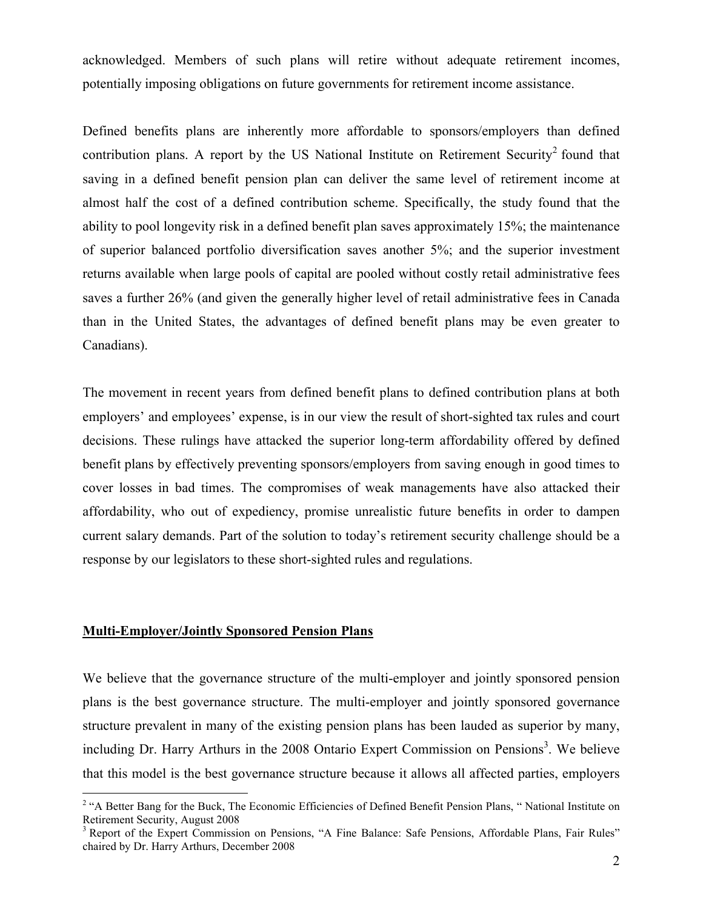acknowledged. Members of such plans will retire without adequate retirement incomes, potentially imposing obligations on future governments for retirement income assistance.

Defined benefits plans are inherently more affordable to sponsors/employers than defined contribution plans. A report by the US National Institute on Retirement Security[2] found that saving in a defined benefit pension plan can deliver the same level of retirement income at almost half the cost of a defined contribution scheme. Specifically, the study found that the ability to pool longevity risk in a defined benefit plan saves approximately 15%; the maintenance of superior balanced portfolio diversification saves another 5%; and the superior investment returns available when large pools of capital are pooled without costly retail administrative fees saves a further 26% (and given the generally higher level of retail administrative fees in Canada than in the United States, the advantages of defined benefit plans may be even greater to Canadians).

The movement in recent years from defined benefit plans to defined contribution plans at both employers' and employees' expense, is in our view the result of short-sighted tax rules and court decisions. These rulings have attacked the superior long-term affordability offered by defined benefit plans by effectively preventing sponsors/employers from saving enough in good times to cover losses in bad times. The compromises of weak managements have also attacked their affordability, who out of expediency, promise unrealistic future benefits in order to dampen current salary demands. Part of the solution to today's retirement security challenge should be a response by our legislators to these short-sighted rules and regulations.

## Multi-Employer/Jointly Sponsored Pension Plans

We believe that the governance structure of the multi-employer and jointly sponsored pension plans is the best governance structure. The multi-employer and jointly sponsored governance structure prevalent in many of the existing pension plans has been lauded as superior by many, including Dr. Harry Arthurs in the 2008 Ontario Expert Commission on Pensions[3]. We believe that this model is the best governance structure because it allows all affected parties, employers

---

[2] "A Better Bang for the Buck, The Economic Efficiencies of Defined Benefit Pension Plans, " National Institute on Retirement Security, August 2008

[3] Report of the Expert Commission on Pensions, "A Fine Balance: Safe Pensions, Affordable Plans, Fair Rules" chaired by Dr. Harry Arthurs, December 2008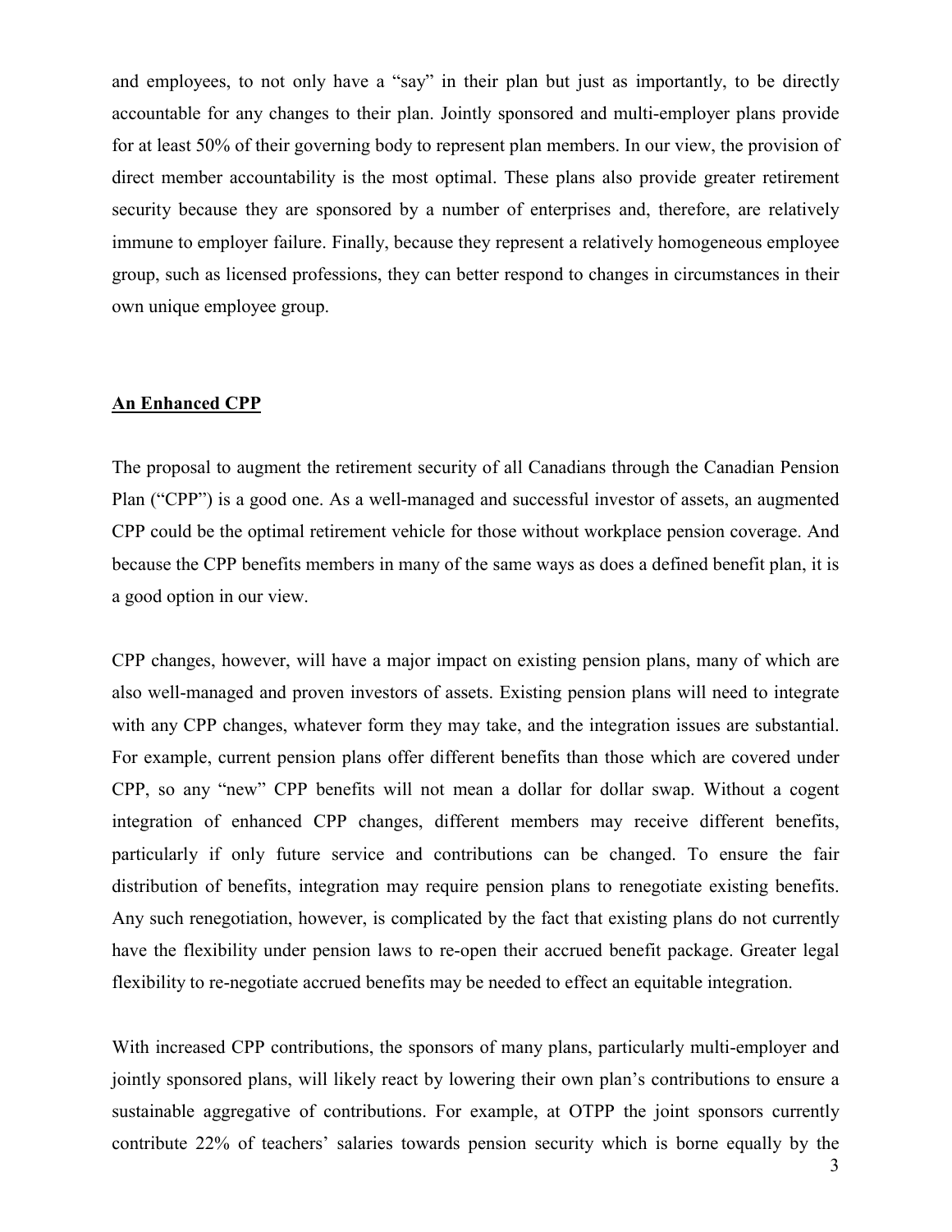and employees, to not only have a "say" in their plan but just as importantly, to be directly accountable for any changes to their plan. Jointly sponsored and multi-employer plans provide for at least 50% of their governing body to represent plan members. In our view, the provision of direct member accountability is the most optimal. These plans also provide greater retirement security because they are sponsored by a number of enterprises and, therefore, are relatively immune to employer failure. Finally, because they represent a relatively homogeneous employee group, such as licensed professions, they can better respond to changes in circumstances in their own unique employee group.

**An Enhanced CPP**

The proposal to augment the retirement security of all Canadians through the Canadian Pension Plan ("CPP") is a good one. As a well-managed and successful investor of assets, an augmented CPP could be the optimal retirement vehicle for those without workplace pension coverage. And because the CPP benefits members in many of the same ways as does a defined benefit plan, it is a good option in our view.

CPP changes, however, will have a major impact on existing pension plans, many of which are also well-managed and proven investors of assets. Existing pension plans will need to integrate with any CPP changes, whatever form they may take, and the integration issues are substantial. For example, current pension plans offer different benefits than those which are covered under CPP, so any "new" CPP benefits will not mean a dollar for dollar swap. Without a cogent integration of enhanced CPP changes, different members may receive different benefits, particularly if only future service and contributions can be changed. To ensure the fair distribution of benefits, integration may require pension plans to renegotiate existing benefits. Any such renegotiation, however, is complicated by the fact that existing plans do not currently have the flexibility under pension laws to re-open their accrued benefit package. Greater legal flexibility to re-negotiate accrued benefits may be needed to effect an equitable integration.

With increased CPP contributions, the sponsors of many plans, particularly multi-employer and jointly sponsored plans, will likely react by lowering their own plan's contributions to ensure a sustainable aggregative of contributions. For example, at OTPP the joint sponsors currently contribute 22% of teachers' salaries towards pension security which is borne equally by the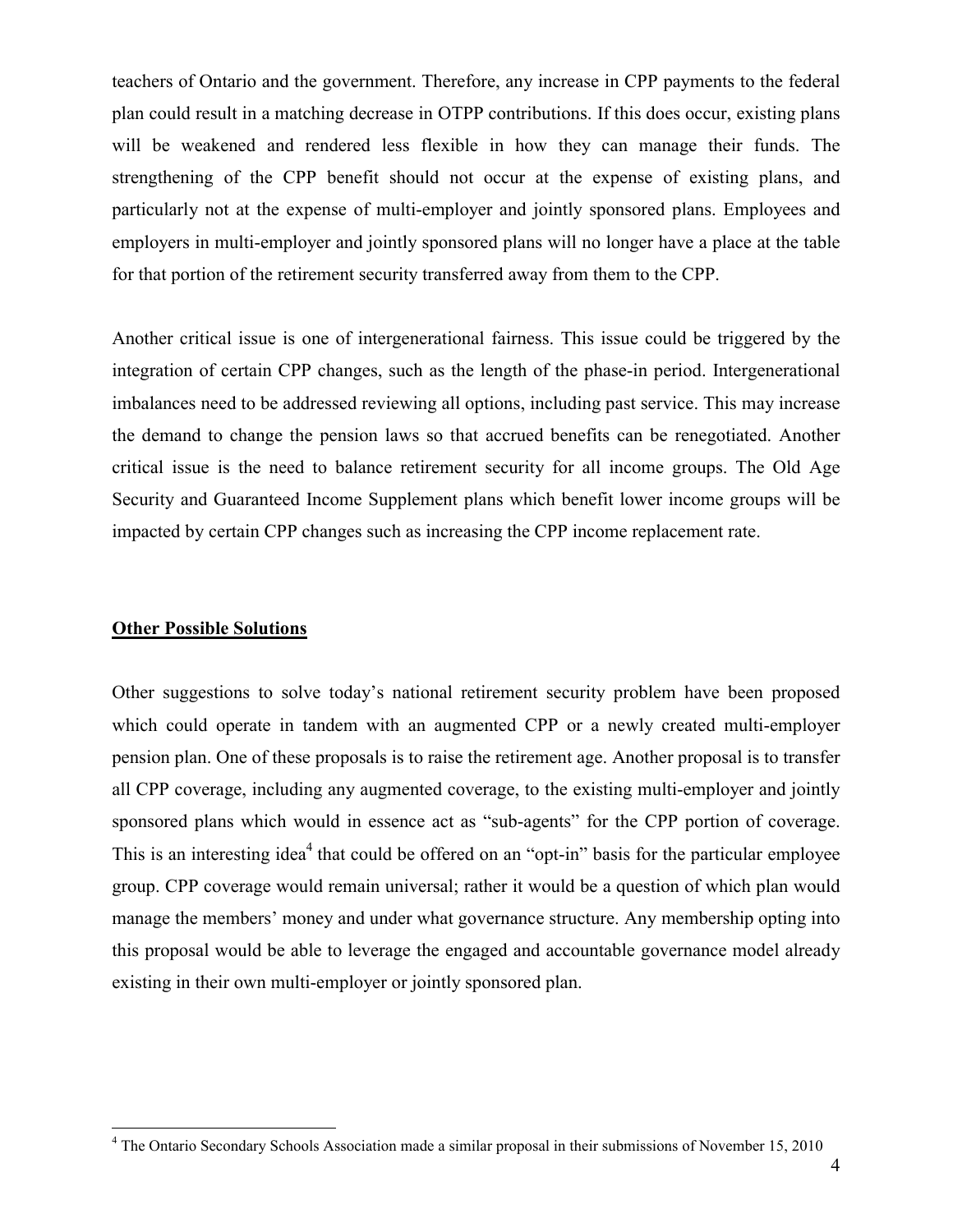teachers of Ontario and the government. Therefore, any increase in CPP payments to the federal plan could result in a matching decrease in OTPP contributions. If this does occur, existing plans will be weakened and rendered less flexible in how they can manage their funds. The strengthening of the CPP benefit should not occur at the expense of existing plans, and particularly not at the expense of multi-employer and jointly sponsored plans. Employees and employers in multi-employer and jointly sponsored plans will no longer have a place at the table for that portion of the retirement security transferred away from them to the CPP.

Another critical issue is one of intergenerational fairness. This issue could be triggered by the integration of certain CPP changes, such as the length of the phase-in period. Intergenerational imbalances need to be addressed reviewing all options, including past service. This may increase the demand to change the pension laws so that accrued benefits can be renegotiated. Another critical issue is the need to balance retirement security for all income groups. The Old Age Security and Guaranteed Income Supplement plans which benefit lower income groups will be impacted by certain CPP changes such as increasing the CPP income replacement rate.

## Other Possible Solutions

Other suggestions to solve today's national retirement security problem have been proposed which could operate in tandem with an augmented CPP or a newly created multi-employer pension plan. One of these proposals is to raise the retirement age. Another proposal is to transfer all CPP coverage, including any augmented coverage, to the existing multi-employer and jointly sponsored plans which would in essence act as "sub-agents" for the CPP portion of coverage. This is an interesting idea[4] that could be offered on an "opt-in" basis for the particular employee group. CPP coverage would remain universal; rather it would be a question of which plan would manage the members' money and under what governance structure. Any membership opting into this proposal would be able to leverage the engaged and accountable governance model already existing in their own multi-employer or jointly sponsored plan.

---

[4] The Ontario Secondary Schools Association made a similar proposal in their submissions of November 15, 2010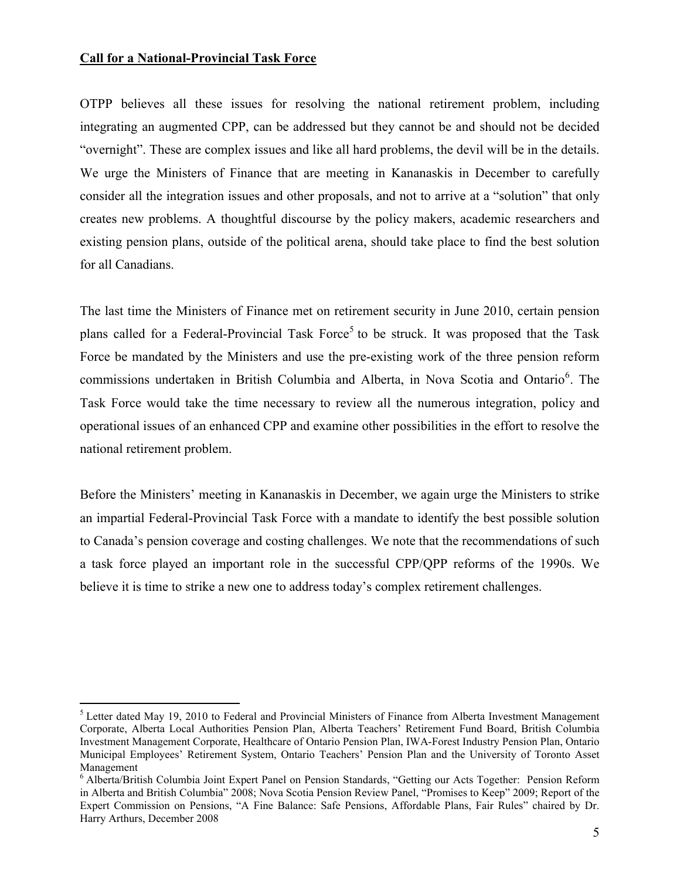**Call for a National-Provincial Task Force**

OTPP believes all these issues for resolving the national retirement problem, including integrating an augmented CPP, can be addressed but they cannot be and should not be decided "overnight". These are complex issues and like all hard problems, the devil will be in the details. We urge the Ministers of Finance that are meeting in Kananaskis in December to carefully consider all the integration issues and other proposals, and not to arrive at a "solution" that only creates new problems. A thoughtful discourse by the policy makers, academic researchers and existing pension plans, outside of the political arena, should take place to find the best solution for all Canadians.

The last time the Ministers of Finance met on retirement security in June 2010, certain pension plans called for a Federal-Provincial Task Force[5] to be struck. It was proposed that the Task Force be mandated by the Ministers and use the pre-existing work of the three pension reform commissions undertaken in British Columbia and Alberta, in Nova Scotia and Ontario[6]. The Task Force would take the time necessary to review all the numerous integration, policy and operational issues of an enhanced CPP and examine other possibilities in the effort to resolve the national retirement problem.

Before the Ministers' meeting in Kananaskis in December, we again urge the Ministers to strike an impartial Federal-Provincial Task Force with a mandate to identify the best possible solution to Canada's pension coverage and costing challenges. We note that the recommendations of such a task force played an important role in the successful CPP/QPP reforms of the 1990s. We believe it is time to strike a new one to address today's complex retirement challenges.

---

[5] Letter dated May 19, 2010 to Federal and Provincial Ministers of Finance from Alberta Investment Management Corporate, Alberta Local Authorities Pension Plan, Alberta Teachers' Retirement Fund Board, British Columbia Investment Management Corporate, Healthcare of Ontario Pension Plan, IWA-Forest Industry Pension Plan, Ontario Municipal Employees' Retirement System, Ontario Teachers' Pension Plan and the University of Toronto Asset Management

[6] Alberta/British Columbia Joint Expert Panel on Pension Standards, "Getting our Acts Together: Pension Reform in Alberta and British Columbia" 2008; Nova Scotia Pension Review Panel, "Promises to Keep" 2009; Report of the Expert Commission on Pensions, "A Fine Balance: Safe Pensions, Affordable Plans, Fair Rules" chaired by Dr. Harry Arthurs, December 2008